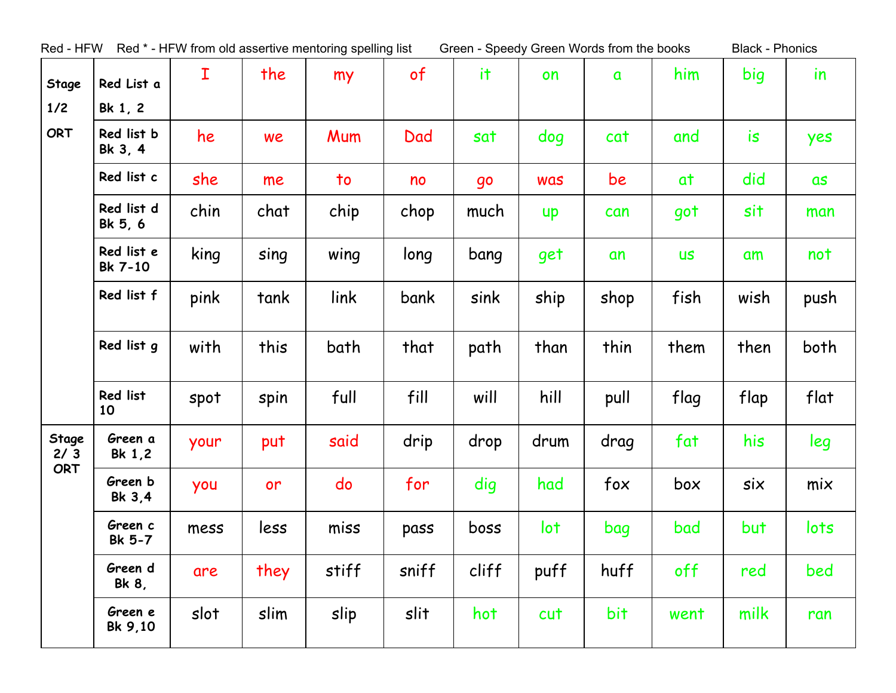Red - HFW Red * - HFW from old assertive mentoring spelling list Green - Speedy Green Words from the books Black - Phonics

| Stage | List | | | | | | | | | | |
|---|---|---|---|---|---|---|---|---|---|---|---|
| Stage 1/2 ORT | Red List a Bk 1, 2 | I | the | my | of | it | on | a | him | big | in |
| | Red list b Bk 3, 4 | he | we | Mum | Dad | sat | dog | cat | and | is | yes |
| | Red list c | she | me | to | no | go | was | be | at | did | as |
| | Red list d Bk 5, 6 | chin | chat | chip | chop | much | up | can | got | sit | man |
| | Red list e Bk 7-10 | king | sing | wing | long | bang | get | an | us | am | not |
| | Red list f | pink | tank | link | bank | sink | ship | shop | fish | wish | push |
| | Red list g | with | this | bath | that | path | than | thin | them | then | both |
| | Red list 10 | spot | spin | full | fill | will | hill | pull | flag | flap | flat |
| Stage 2/ 3 ORT | Green a Bk 1,2 | your | put | said | drip | drop | drum | drag | fat | his | leg |
| | Green b Bk 3,4 | you | or | do | for | dig | had | fox | box | six | mix |
| | Green c Bk 5-7 | mess | less | miss | pass | boss | lot | bag | bad | but | lots |
| | Green d Bk 8, | are | they | stiff | sniff | cliff | puff | huff | off | red | bed |
| | Green e Bk 9,10 | slot | slim | slip | slit | hot | cut | bit | went | milk | ran |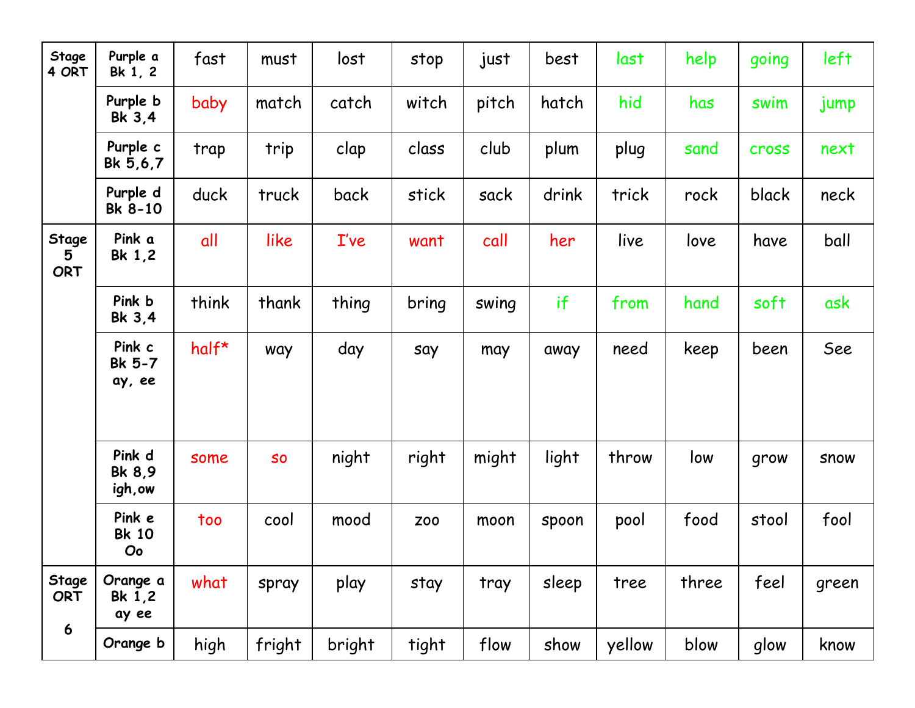| Stage | Level | | | | | | | | | | |
|---|---|---|---|---|---|---|---|---|---|---|---|
| Stage 4 ORT | Purple a Bk 1, 2 | fast | must | lost | stop | just | best | last | help | going | left |
| | Purple b Bk 3,4 | baby | match | catch | witch | pitch | hatch | hid | has | swim | jump |
| | Purple c Bk 5,6,7 | trap | trip | clap | class | club | plum | plug | sand | cross | next |
| | Purple d Bk 8-10 | duck | truck | back | stick | sack | drink | trick | rock | black | neck |
| Stage 5 ORT | Pink a Bk 1,2 | all | like | I've | want | call | her | live | love | have | ball |
| | Pink b Bk 3,4 | think | thank | thing | bring | swing | if | from | hand | soft | ask |
| | Pink c Bk 5-7 ay, ee | half* | way | day | say | may | away | need | keep | been | See |
| | Pink d Bk 8,9 igh,ow | some | so | night | right | might | light | throw | low | grow | snow |
| | Pink e Bk 10 Oo | too | cool | mood | zoo | moon | spoon | pool | food | stool | fool |
| Stage ORT 6 | Orange a Bk 1,2 ay ee | what | spray | play | stay | tray | sleep | tree | three | feel | green |
| | Orange b | high | fright | bright | tight | flow | show | yellow | blow | glow | know |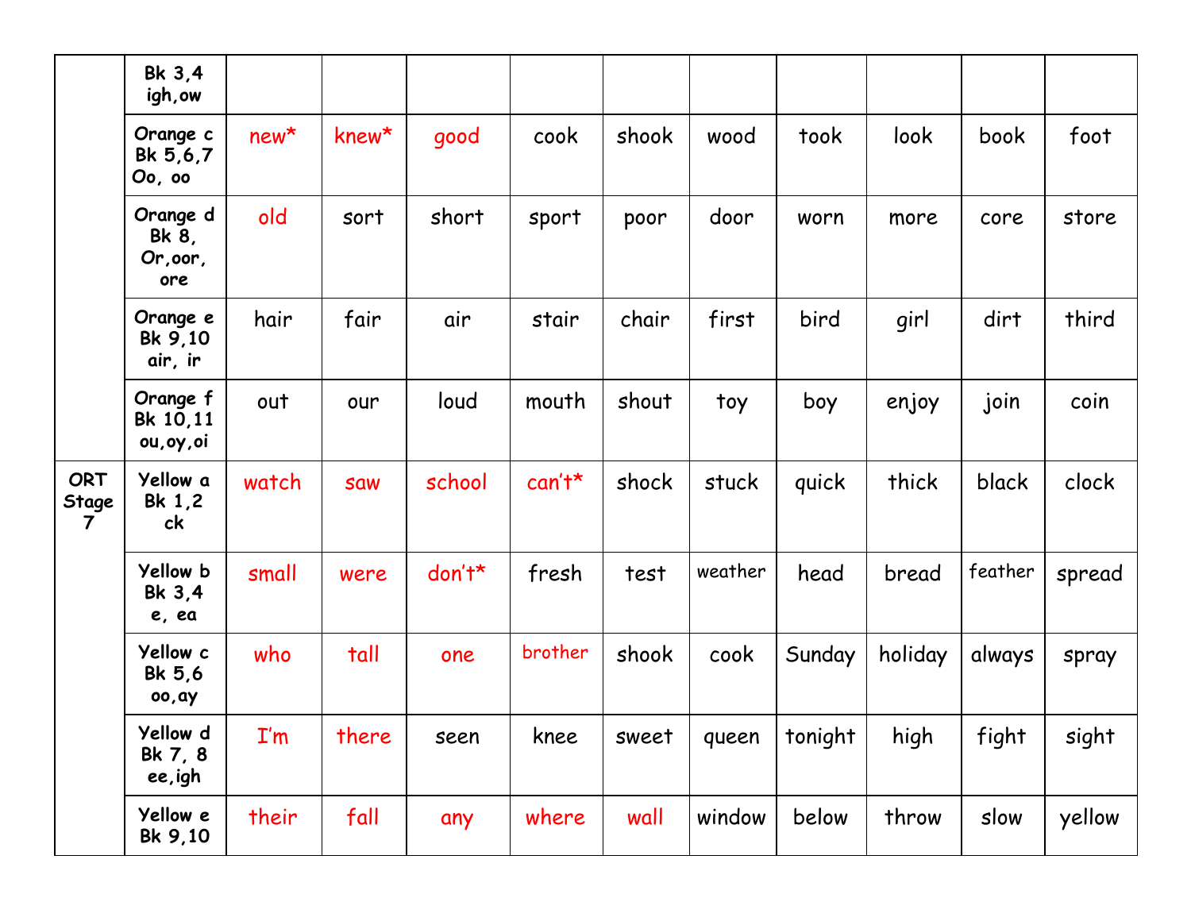| | | | | | | | | | | | |
|---|---|---|---|---|---|---|---|---|---|---|---|
| | Bk 3,4 igh,ow | | | | | | | | | | |
| | Orange c Bk 5,6,7 Oo, oo | new* | knew* | good | cook | shook | wood | took | look | book | foot |
| | Orange d Bk 8, Or,oor, ore | old | sort | short | sport | poor | door | worn | more | core | store |
| | Orange e Bk 9,10 air, ir | hair | fair | air | stair | chair | first | bird | girl | dirt | third |
| | Orange f Bk 10,11 ou,oy,oi | out | our | loud | mouth | shout | toy | boy | enjoy | join | coin |
| ORT Stage 7 | Yellow a Bk 1,2 ck | watch | saw | school | can't* | shock | stuck | quick | thick | black | clock |
| | Yellow b Bk 3,4 e, ea | small | were | don't* | fresh | test | weather | head | bread | feather | spread |
| | Yellow c Bk 5,6 oo,ay | who | tall | one | brother | shook | cook | Sunday | holiday | always | spray |
| | Yellow d Bk 7, 8 ee,igh | I'm | there | seen | knee | sweet | queen | tonight | high | fight | sight |
| | Yellow e Bk 9,10 | their | fall | any | where | wall | window | below | throw | slow | yellow |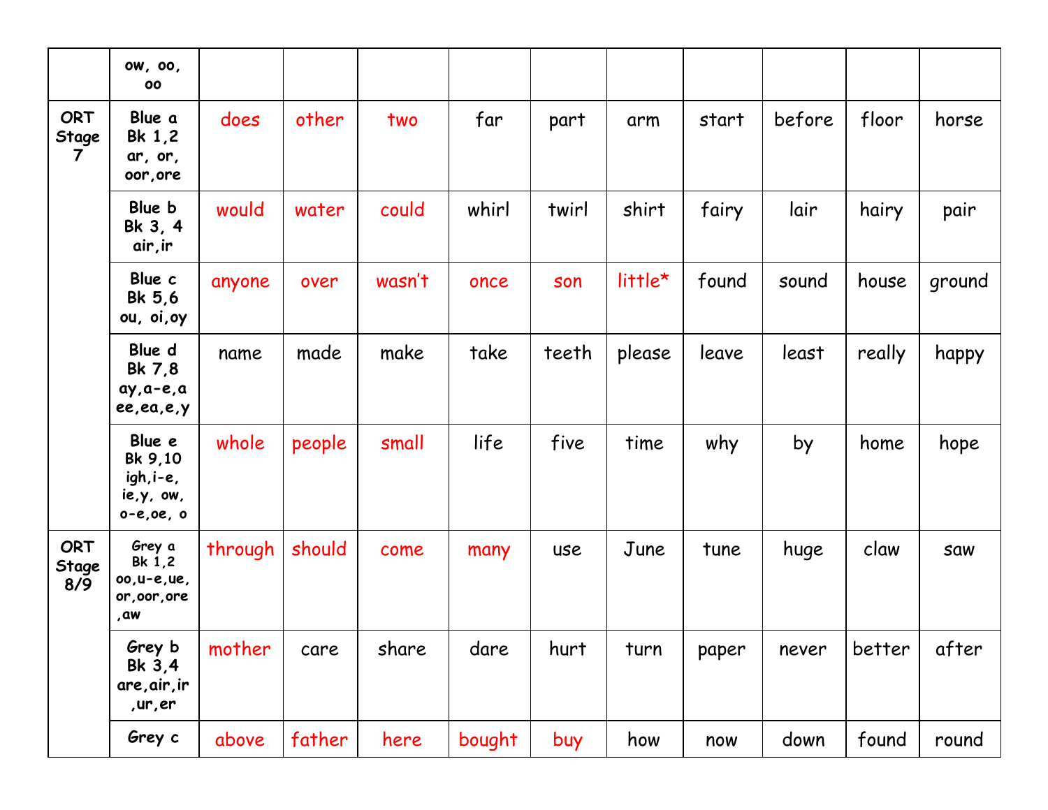| | | | | | | | | | | | |
|---|---|---|---|---|---|---|---|---|---|---|---|
| | **ow, oo, oo** | | | | | | | | | | |
| **ORT Stage 7** | **Blue a Bk 1,2 ar, or, oor,ore** | does | other | two | far | part | arm | start | before | floor | horse |
| | **Blue b Bk 3, 4 air,ir** | would | water | could | whirl | twirl | shirt | fairy | lair | hairy | pair |
| | **Blue c Bk 5,6 ou, oi,oy** | anyone | over | wasn't | once | son | little* | found | sound | house | ground |
| | **Blue d Bk 7,8 ay,a-e,a ee,ea,e,y** | name | made | make | take | teeth | please | leave | least | really | happy |
| | **Blue e Bk 9,10 igh,i-e, ie,y, ow, o-e,oe, o** | whole | people | small | life | five | time | why | by | home | hope |
| **ORT Stage 8/9** | **Grey a Bk 1,2 oo,u-e,ue, or,oor,ore ,aw** | through | should | come | many | use | June | tune | huge | claw | saw |
| | **Grey b Bk 3,4 are,air,ir ,ur,er** | mother | care | share | dare | hurt | turn | paper | never | better | after |
| | **Grey c** | above | father | here | bought | buy | how | now | down | found | round |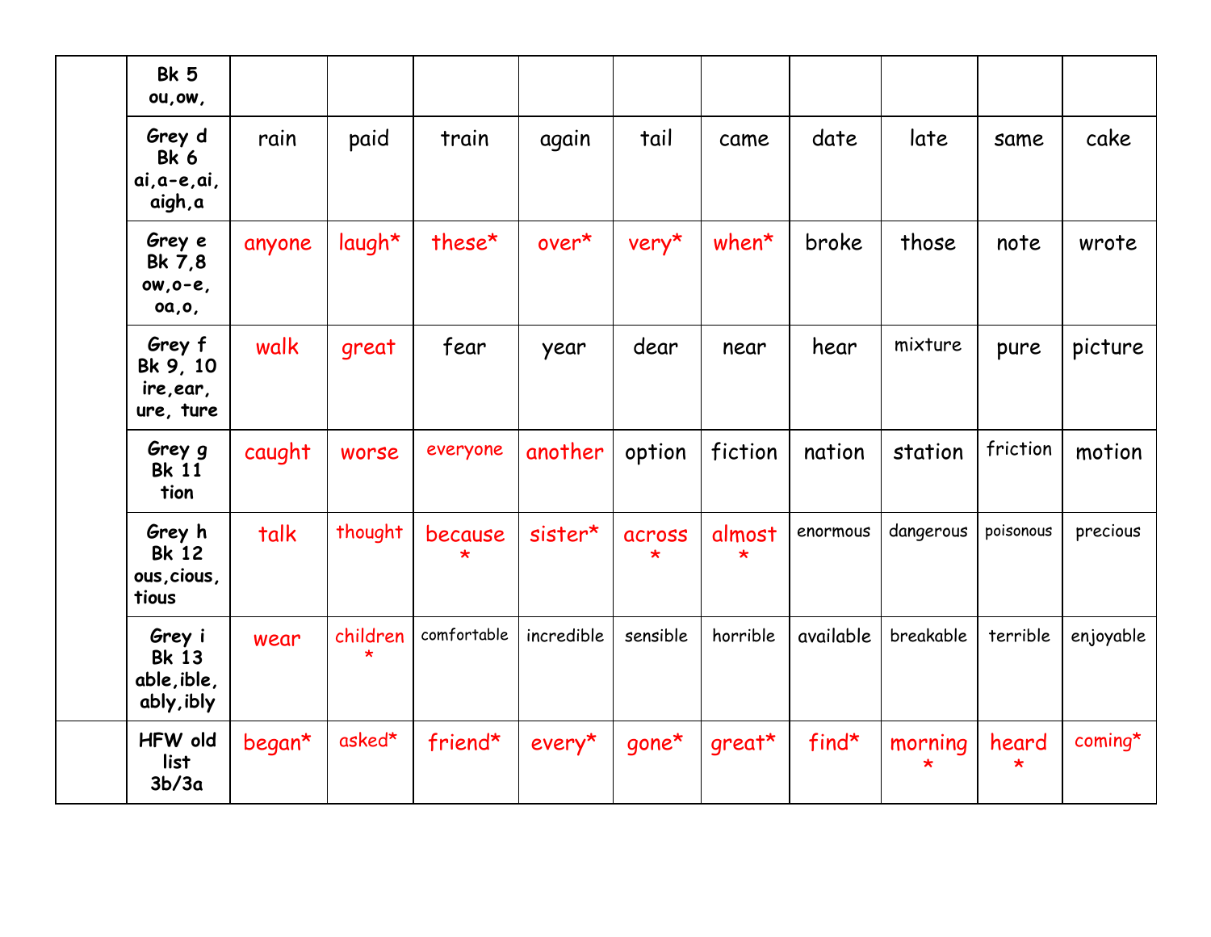| | | | | | | | | | | | |
|---|---|---|---|---|---|---|---|---|---|---|---|
| | Bk 5 ou,ow, | | | | | | | | | | |
| | Grey d Bk 6 ai,a-e,ai, aigh,a | rain | paid | train | again | tail | came | date | late | same | cake |
| | Grey e Bk 7,8 ow,o-e, oa,o, | anyone | laugh* | these* | over* | very* | when* | broke | those | note | wrote |
| | Grey f Bk 9, 10 ire,ear, ure, ture | walk | great | fear | year | dear | near | hear | mixture | pure | picture |
| | Grey g Bk 11 tion | caught | worse | everyone | another | option | fiction | nation | station | friction | motion |
| | Grey h Bk 12 ous,cious, tious | talk | thought | because * | sister* | across * | almost * | enormous | dangerous | poisonous | precious |
| | Grey i Bk 13 able,ible, ably,ibly | wear | children * | comfortable | incredible | sensible | horrible | available | breakable | terrible | enjoyable |
| | HFW old list 3b/3a | began* | asked* | friend* | every* | gone* | great* | find* | morning * | heard * | coming* |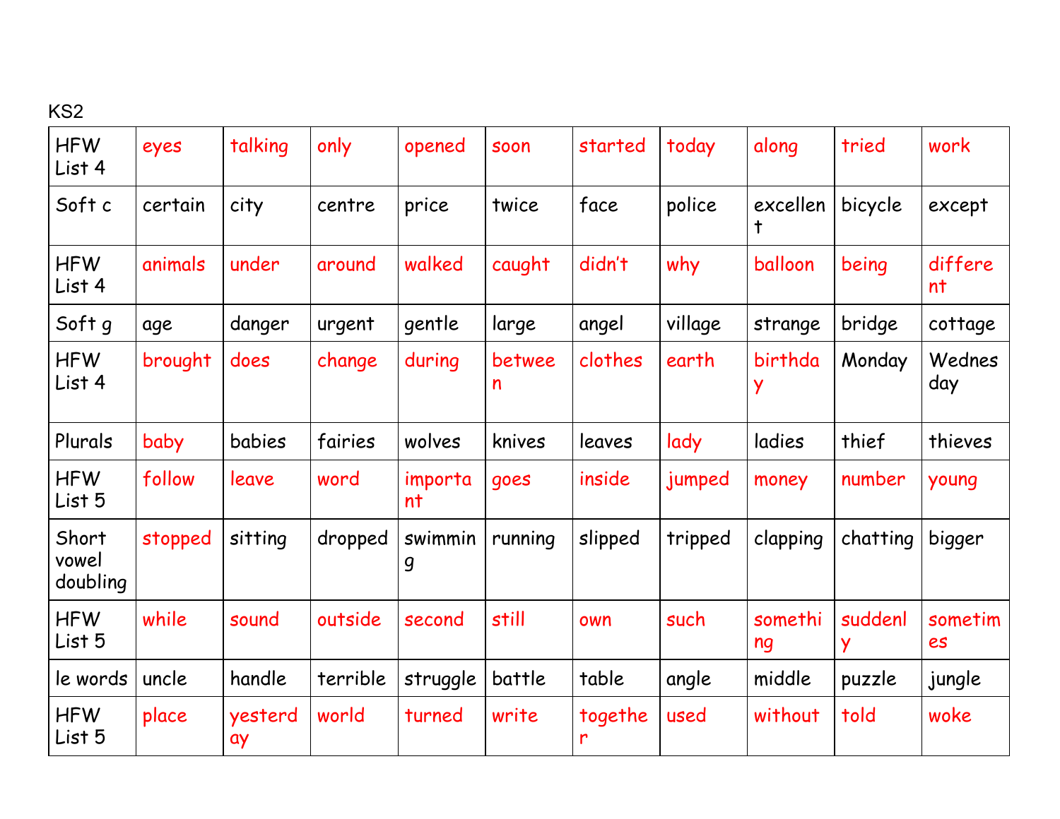KS2

| HFW List 4 | eyes | talking | only | opened | soon | started | today | along | tried | work |
|---|---|---|---|---|---|---|---|---|---|---|
| Soft c | certain | city | centre | price | twice | face | police | excellent | bicycle | except |
| HFW List 4 | animals | under | around | walked | caught | didn't | why | balloon | being | different |
| Soft g | age | danger | urgent | gentle | large | angel | village | strange | bridge | cottage |
| HFW List 4 | brought | does | change | during | between | clothes | earth | birthday | Monday | Wednesday |
| Plurals | baby | babies | fairies | wolves | knives | leaves | lady | ladies | thief | thieves |
| HFW List 5 | follow | leave | word | important | goes | inside | jumped | money | number | young |
| Short vowel doubling | stopped | sitting | dropped | swimming | running | slipped | tripped | clapping | chatting | bigger |
| HFW List 5 | while | sound | outside | second | still | own | such | something | suddenly | sometimes |
| le words | uncle | handle | terrible | struggle | battle | table | angle | middle | puzzle | jungle |
| HFW List 5 | place | yesterday | world | turned | write | together | used | without | told | woke |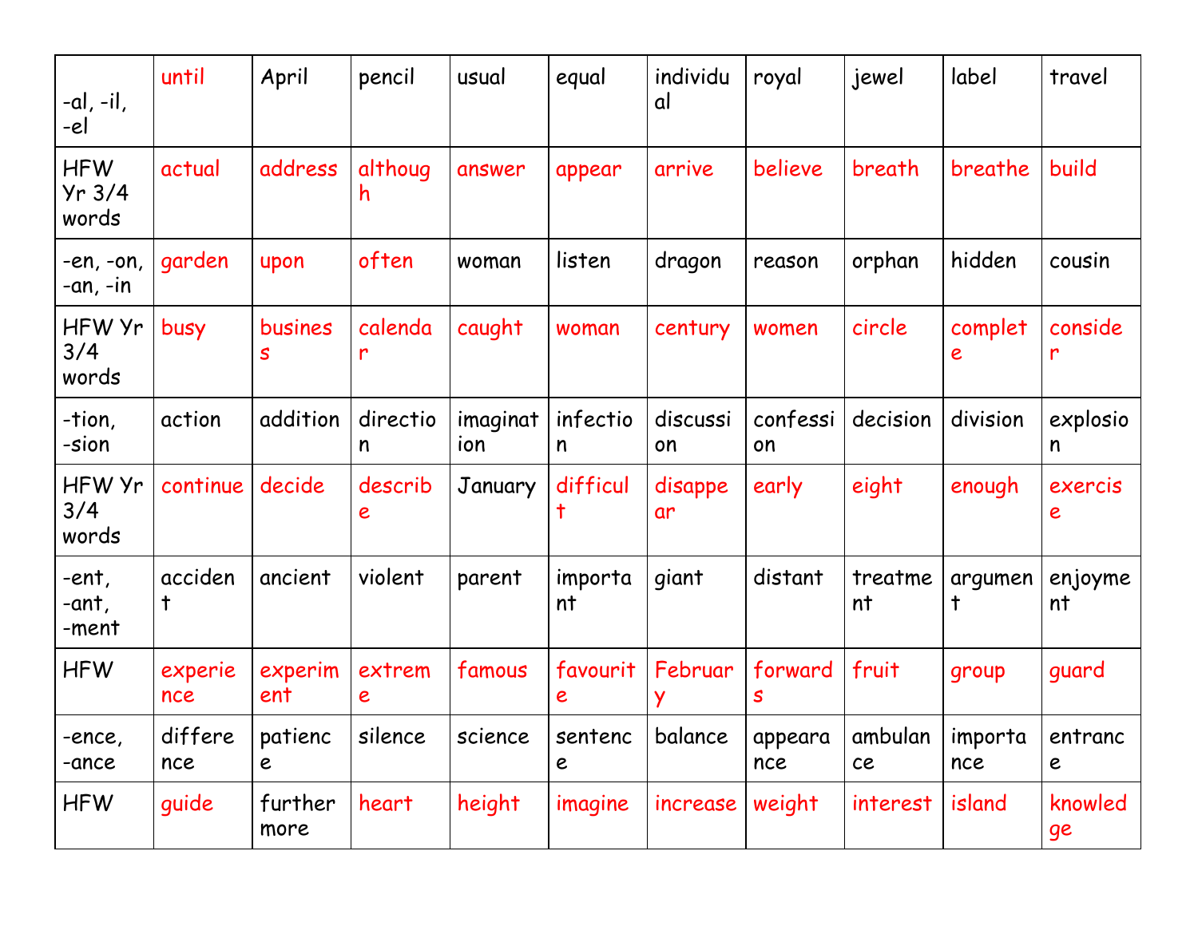| -al, -il, -el | until | April | pencil | usual | equal | individual | royal | jewel | label | travel |
|---|---|---|---|---|---|---|---|---|---|---|
| HFW Yr 3/4 words | actual | address | although | answer | appear | arrive | believe | breath | breathe | build |
| -en, -on, -an, -in | garden | upon | often | woman | listen | dragon | reason | orphan | hidden | cousin |
| HFW Yr 3/4 words | busy | business | calendar | caught | woman | century | women | circle | complete | consider |
| -tion, -sion | action | addition | direction | imagination | infection | discussion | confession | decision | division | explosion |
| HFW Yr 3/4 words | continue | decide | describe | January | difficult | disappear | early | eight | enough | exercise |
| -ent, -ant, -ment | accident | ancient | violent | parent | important | giant | distant | treatment | argument | enjoyment |
| HFW | experience | experiment | extreme | famous | favourite | February | forwards | fruit | group | guard |
| -ence, -ance | difference | patience | silence | science | sentence | balance | appearance | ambulance | importance | entrance |
| HFW | guide | furthermore | heart | height | imagine | increase | weight | interest | island | knowledge |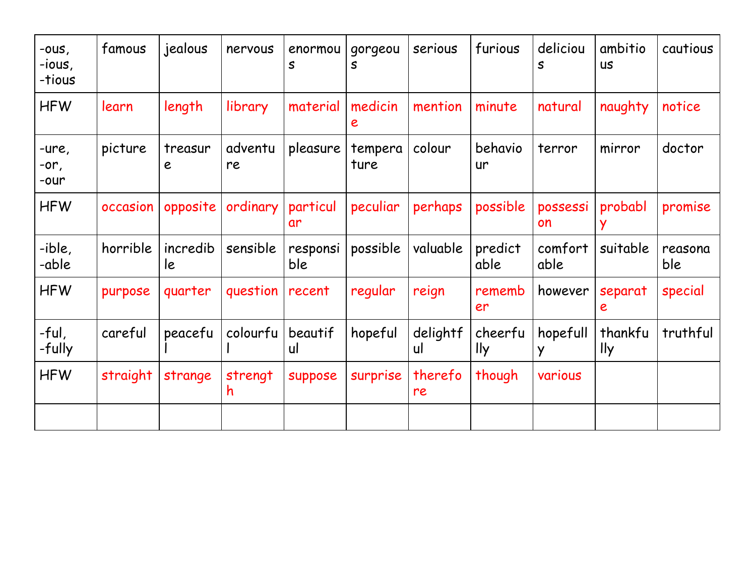| | | | | | | | | | | |
|---|---|---|---|---|---|---|---|---|---|---|
| -ous, -ious, -tious | famous | jealous | nervous | enormous | gorgeous | serious | furious | delicious | ambitious | cautious |
| HFW | learn | length | library | material | medicine | mention | minute | natural | naughty | notice |
| -ure, -or, -our | picture | treasure | adventure | pleasure | temperature | colour | behaviour | terror | mirror | doctor |
| HFW | occasion | opposite | ordinary | particular | peculiar | perhaps | possible | possession | probably | promise |
| -ible, -able | horrible | incredible | sensible | responsible | possible | valuable | predictable | comfortable | suitable | reasonable |
| HFW | purpose | quarter | question | recent | regular | reign | remember | however | separate | special |
| -ful, -fully | careful | peaceful | colourful | beautiful | hopeful | delightful | cheerfully | hopefully | thankfully | truthful |
| HFW | straight | strange | strength | suppose | surprise | therefore | though | various | | |
| | | | | | | | | | | |